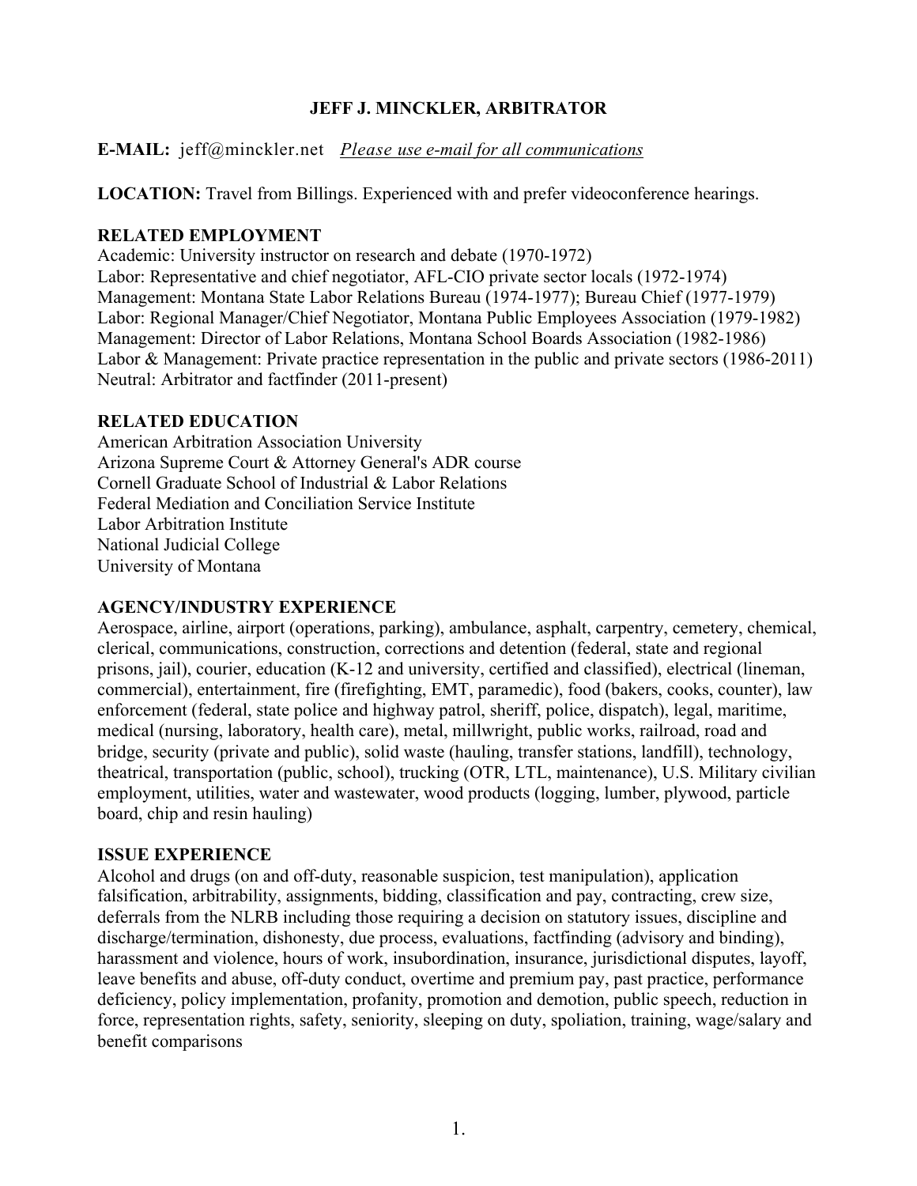# JEFF J. MINCKLER, ARBITRATOR

**E-MAIL:** jeff@minckler.net *Please use e-mail for all communications*

**LOCATION:** Travel from Billings. Experienced with and prefer videoconference hearings.

## RELATED EMPLOYMENT

Academic: University instructor on research and debate (1970-1972)
Labor: Representative and chief negotiator, AFL-CIO private sector locals (1972-1974)
Management: Montana State Labor Relations Bureau (1974-1977); Bureau Chief (1977-1979)
Labor: Regional Manager/Chief Negotiator, Montana Public Employees Association (1979-1982)
Management: Director of Labor Relations, Montana School Boards Association (1982-1986)
Labor & Management: Private practice representation in the public and private sectors (1986-2011)
Neutral: Arbitrator and factfinder (2011-present)

## RELATED EDUCATION

American Arbitration Association University
Arizona Supreme Court & Attorney General's ADR course
Cornell Graduate School of Industrial & Labor Relations
Federal Mediation and Conciliation Service Institute
Labor Arbitration Institute
National Judicial College
University of Montana

## AGENCY/INDUSTRY EXPERIENCE

Aerospace, airline, airport (operations, parking), ambulance, asphalt, carpentry, cemetery, chemical, clerical, communications, construction, corrections and detention (federal, state and regional prisons, jail), courier, education (K-12 and university, certified and classified), electrical (lineman, commercial), entertainment, fire (firefighting, EMT, paramedic), food (bakers, cooks, counter), law enforcement (federal, state police and highway patrol, sheriff, police, dispatch), legal, maritime, medical (nursing, laboratory, health care), metal, millwright, public works, railroad, road and bridge, security (private and public), solid waste (hauling, transfer stations, landfill), technology, theatrical, transportation (public, school), trucking (OTR, LTL, maintenance), U.S. Military civilian employment, utilities, water and wastewater, wood products (logging, lumber, plywood, particle board, chip and resin hauling)

## ISSUE EXPERIENCE

Alcohol and drugs (on and off-duty, reasonable suspicion, test manipulation), application falsification, arbitrability, assignments, bidding, classification and pay, contracting, crew size, deferrals from the NLRB including those requiring a decision on statutory issues, discipline and discharge/termination, dishonesty, due process, evaluations, factfinding (advisory and binding), harassment and violence, hours of work, insubordination, insurance, jurisdictional disputes, layoff, leave benefits and abuse, off-duty conduct, overtime and premium pay, past practice, performance deficiency, policy implementation, profanity, promotion and demotion, public speech, reduction in force, representation rights, safety, seniority, sleeping on duty, spoliation, training, wage/salary and benefit comparisons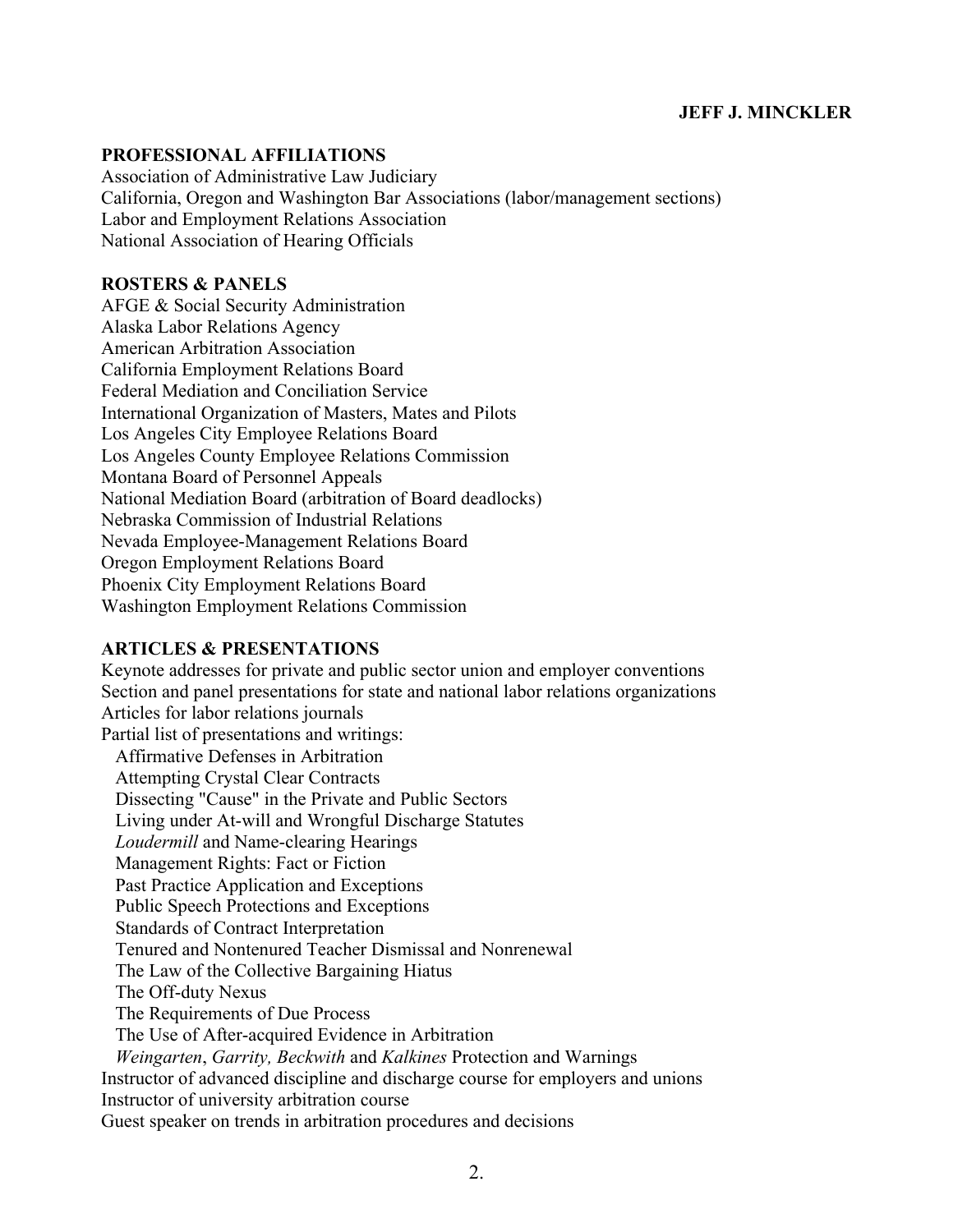## PROFESSIONAL AFFILIATIONS

Association of Administrative Law Judiciary
California, Oregon and Washington Bar Associations (labor/management sections)
Labor and Employment Relations Association
National Association of Hearing Officials

## ROSTERS & PANELS

AFGE & Social Security Administration
Alaska Labor Relations Agency
American Arbitration Association
California Employment Relations Board
Federal Mediation and Conciliation Service
International Organization of Masters, Mates and Pilots
Los Angeles City Employee Relations Board
Los Angeles County Employee Relations Commission
Montana Board of Personnel Appeals
National Mediation Board (arbitration of Board deadlocks)
Nebraska Commission of Industrial Relations
Nevada Employee-Management Relations Board
Oregon Employment Relations Board
Phoenix City Employment Relations Board
Washington Employment Relations Commission

## ARTICLES & PRESENTATIONS

Keynote addresses for private and public sector union and employer conventions
Section and panel presentations for state and national labor relations organizations
Articles for labor relations journals
Partial list of presentations and writings:

- Affirmative Defenses in Arbitration
- Attempting Crystal Clear Contracts
- Dissecting "Cause" in the Private and Public Sectors
- Living under At-will and Wrongful Discharge Statutes
- *Loudermill* and Name-clearing Hearings
- Management Rights: Fact or Fiction
- Past Practice Application and Exceptions
- Public Speech Protections and Exceptions
- Standards of Contract Interpretation
- Tenured and Nontenured Teacher Dismissal and Nonrenewal
- The Law of the Collective Bargaining Hiatus
- The Off-duty Nexus
- The Requirements of Due Process
- The Use of After-acquired Evidence in Arbitration
- *Weingarten*, *Garrity, Beckwith* and *Kalkines* Protection and Warnings

Instructor of advanced discipline and discharge course for employers and unions
Instructor of university arbitration course
Guest speaker on trends in arbitration procedures and decisions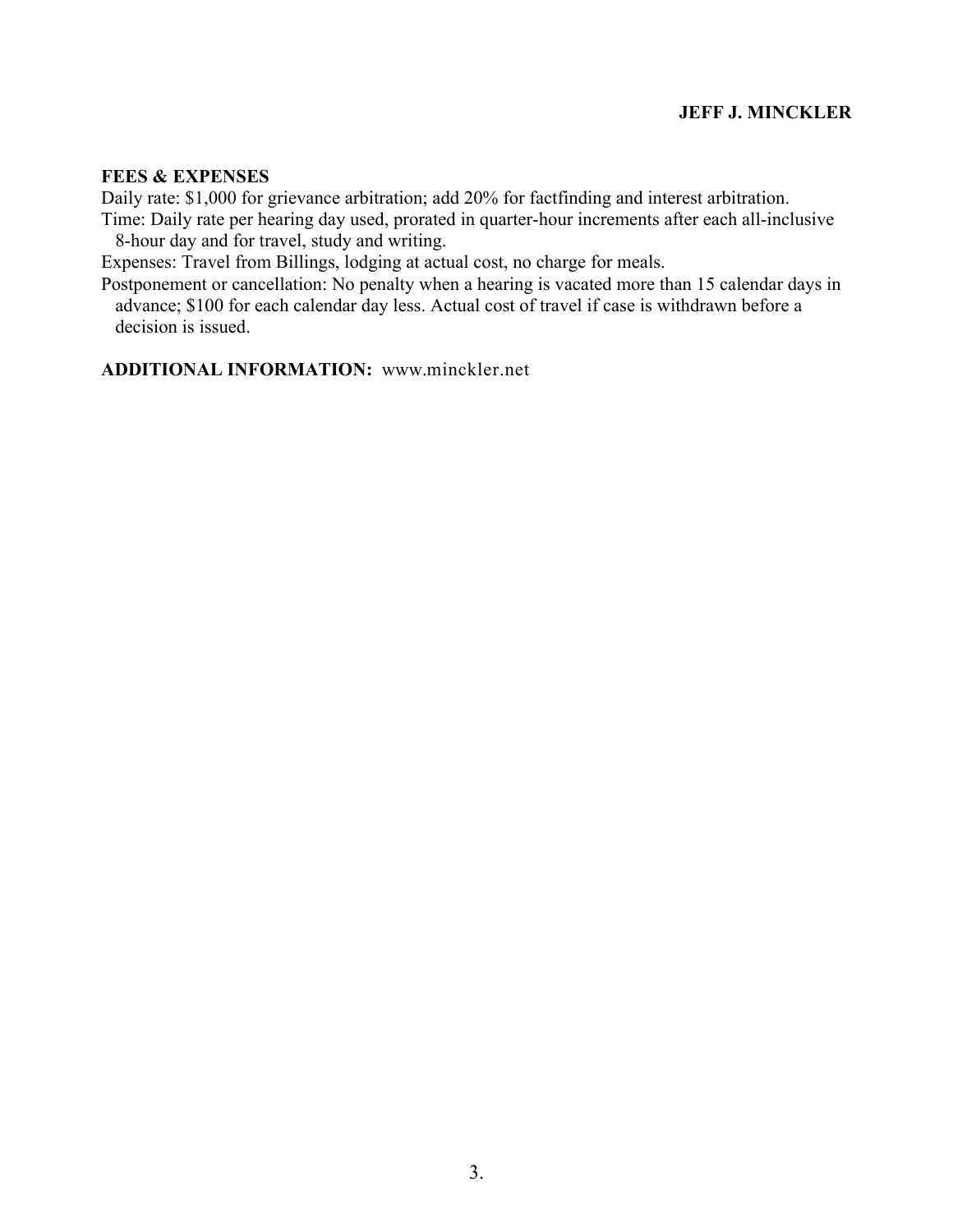**FEES & EXPENSES**

Daily rate: $1,000 for grievance arbitration; add 20% for factfinding and interest arbitration.

Time: Daily rate per hearing day used, prorated in quarter-hour increments after each all-inclusive 8-hour day and for travel, study and writing.

Expenses: Travel from Billings, lodging at actual cost, no charge for meals.

Postponement or cancellation: No penalty when a hearing is vacated more than 15 calendar days in advance; $100 for each calendar day less. Actual cost of travel if case is withdrawn before a decision is issued.

**ADDITIONAL INFORMATION:** www.minckler.net